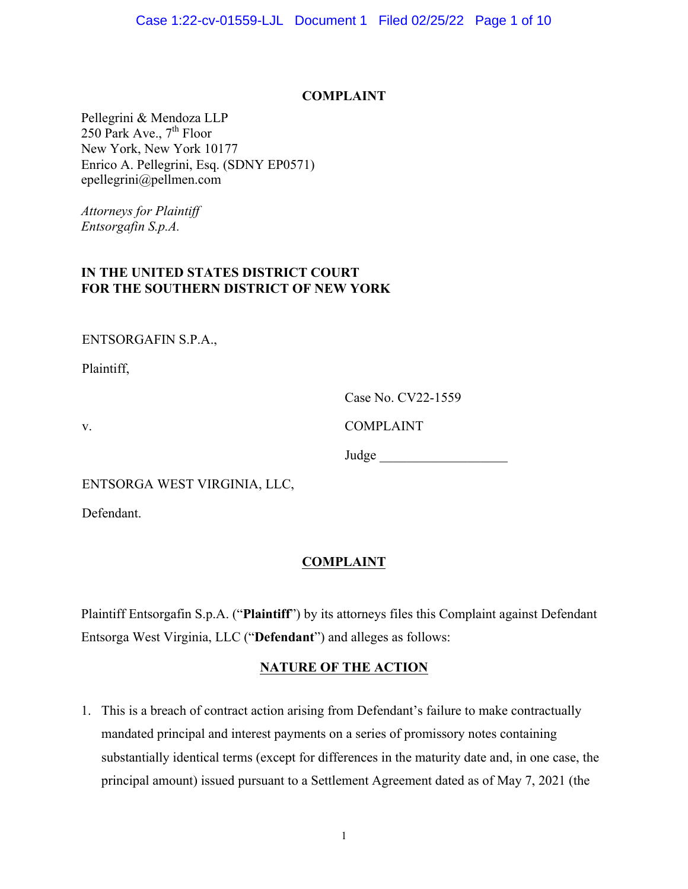**COMPLAINT**

Pellegrini & Mendoza LLP
250 Park Ave., 7th Floor
New York, New York 10177
Enrico A. Pellegrini, Esq. (SDNY EP0571)
epellegrini@pellmen.com

*Attorneys for Plaintiff*
*Entsorgafin S.p.A.*

**IN THE UNITED STATES DISTRICT COURT**
**FOR THE SOUTHERN DISTRICT OF NEW YORK**

ENTSORGAFIN S.P.A.,

Plaintiff,

Case No. CV22-1559

v.

COMPLAINT

Judge ___________________

ENTSORGA WEST VIRGINIA, LLC,

Defendant.

## COMPLAINT

Plaintiff Entsorgafin S.p.A. ("**Plaintiff**") by its attorneys files this Complaint against Defendant Entsorga West Virginia, LLC ("**Defendant**") and alleges as follows:

## NATURE OF THE ACTION

1. This is a breach of contract action arising from Defendant's failure to make contractually mandated principal and interest payments on a series of promissory notes containing substantially identical terms (except for differences in the maturity date and, in one case, the principal amount) issued pursuant to a Settlement Agreement dated as of May 7, 2021 (the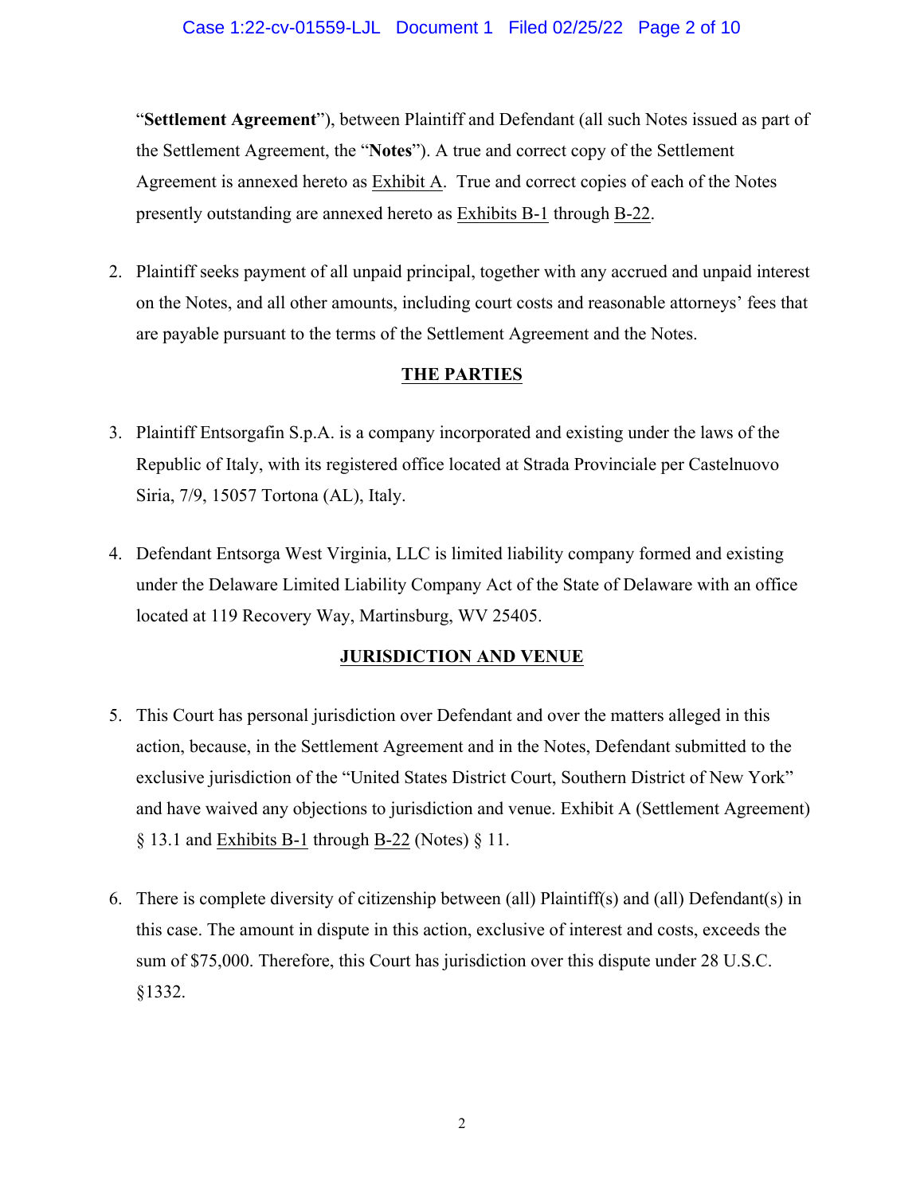"**Settlement Agreement**"), between Plaintiff and Defendant (all such Notes issued as part of the Settlement Agreement, the "**Notes**"). A true and correct copy of the Settlement Agreement is annexed hereto as Exhibit A. True and correct copies of each of the Notes presently outstanding are annexed hereto as Exhibits B-1 through B-22.

2. Plaintiff seeks payment of all unpaid principal, together with any accrued and unpaid interest on the Notes, and all other amounts, including court costs and reasonable attorneys' fees that are payable pursuant to the terms of the Settlement Agreement and the Notes.

## THE PARTIES

3. Plaintiff Entsorgafin S.p.A. is a company incorporated and existing under the laws of the Republic of Italy, with its registered office located at Strada Provinciale per Castelnuovo Siria, 7/9, 15057 Tortona (AL), Italy.

4. Defendant Entsorga West Virginia, LLC is limited liability company formed and existing under the Delaware Limited Liability Company Act of the State of Delaware with an office located at 119 Recovery Way, Martinsburg, WV 25405.

## JURISDICTION AND VENUE

5. This Court has personal jurisdiction over Defendant and over the matters alleged in this action, because, in the Settlement Agreement and in the Notes, Defendant submitted to the exclusive jurisdiction of the "United States District Court, Southern District of New York" and have waived any objections to jurisdiction and venue. Exhibit A (Settlement Agreement) § 13.1 and Exhibits B-1 through B-22 (Notes) § 11.

6. There is complete diversity of citizenship between (all) Plaintiff(s) and (all) Defendant(s) in this case. The amount in dispute in this action, exclusive of interest and costs, exceeds the sum of $75,000. Therefore, this Court has jurisdiction over this dispute under 28 U.S.C. §1332.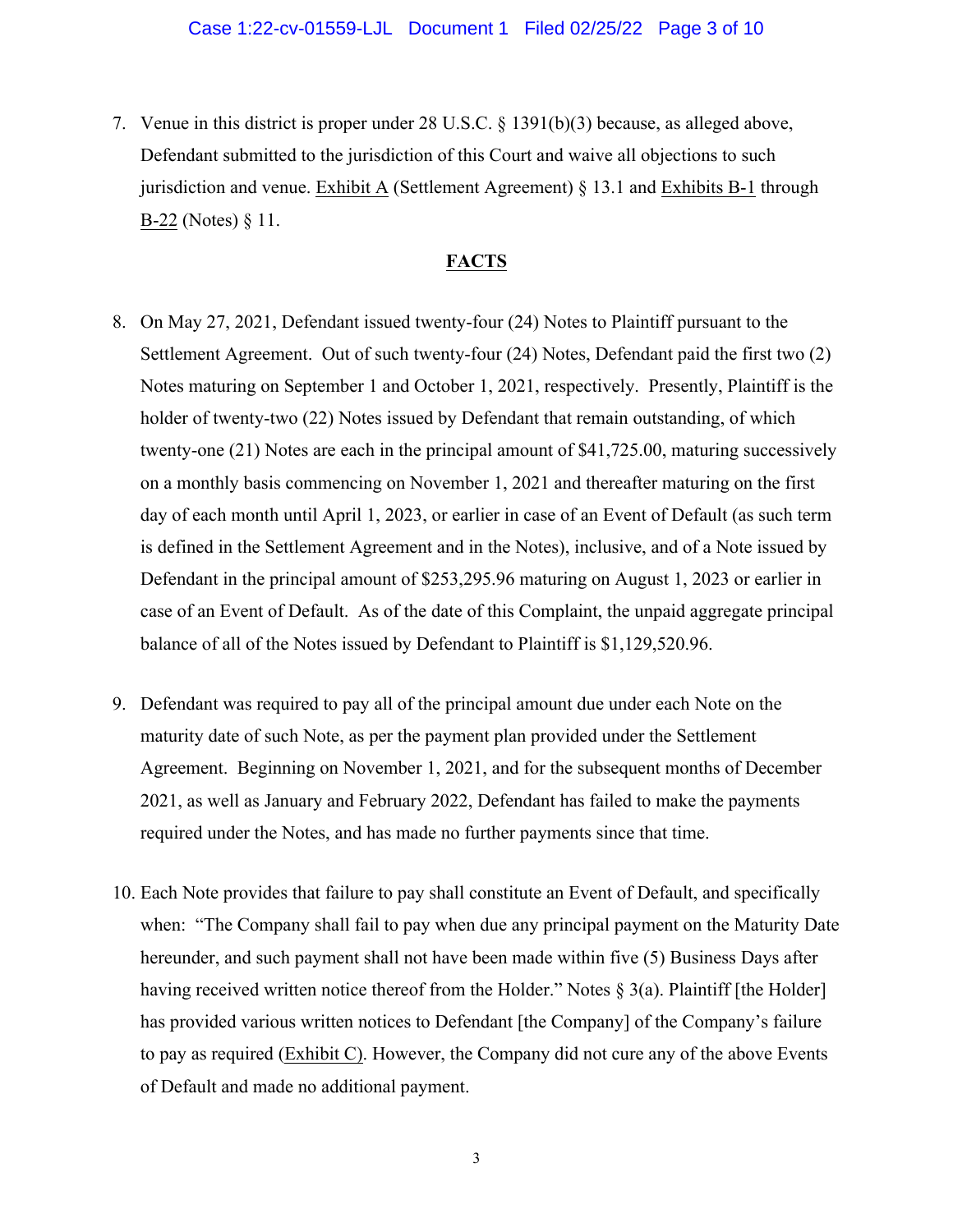7. Venue in this district is proper under 28 U.S.C. § 1391(b)(3) because, as alleged above, Defendant submitted to the jurisdiction of this Court and waive all objections to such jurisdiction and venue. Exhibit A (Settlement Agreement) § 13.1 and Exhibits B-1 through B-22 (Notes) § 11.

## FACTS

8. On May 27, 2021, Defendant issued twenty-four (24) Notes to Plaintiff pursuant to the Settlement Agreement. Out of such twenty-four (24) Notes, Defendant paid the first two (2) Notes maturing on September 1 and October 1, 2021, respectively. Presently, Plaintiff is the holder of twenty-two (22) Notes issued by Defendant that remain outstanding, of which twenty-one (21) Notes are each in the principal amount of $41,725.00, maturing successively on a monthly basis commencing on November 1, 2021 and thereafter maturing on the first day of each month until April 1, 2023, or earlier in case of an Event of Default (as such term is defined in the Settlement Agreement and in the Notes), inclusive, and of a Note issued by Defendant in the principal amount of $253,295.96 maturing on August 1, 2023 or earlier in case of an Event of Default. As of the date of this Complaint, the unpaid aggregate principal balance of all of the Notes issued by Defendant to Plaintiff is $1,129,520.96.

9. Defendant was required to pay all of the principal amount due under each Note on the maturity date of such Note, as per the payment plan provided under the Settlement Agreement. Beginning on November 1, 2021, and for the subsequent months of December 2021, as well as January and February 2022, Defendant has failed to make the payments required under the Notes, and has made no further payments since that time.

10. Each Note provides that failure to pay shall constitute an Event of Default, and specifically when: "The Company shall fail to pay when due any principal payment on the Maturity Date hereunder, and such payment shall not have been made within five (5) Business Days after having received written notice thereof from the Holder." Notes § 3(a). Plaintiff [the Holder] has provided various written notices to Defendant [the Company] of the Company's failure to pay as required (Exhibit C). However, the Company did not cure any of the above Events of Default and made no additional payment.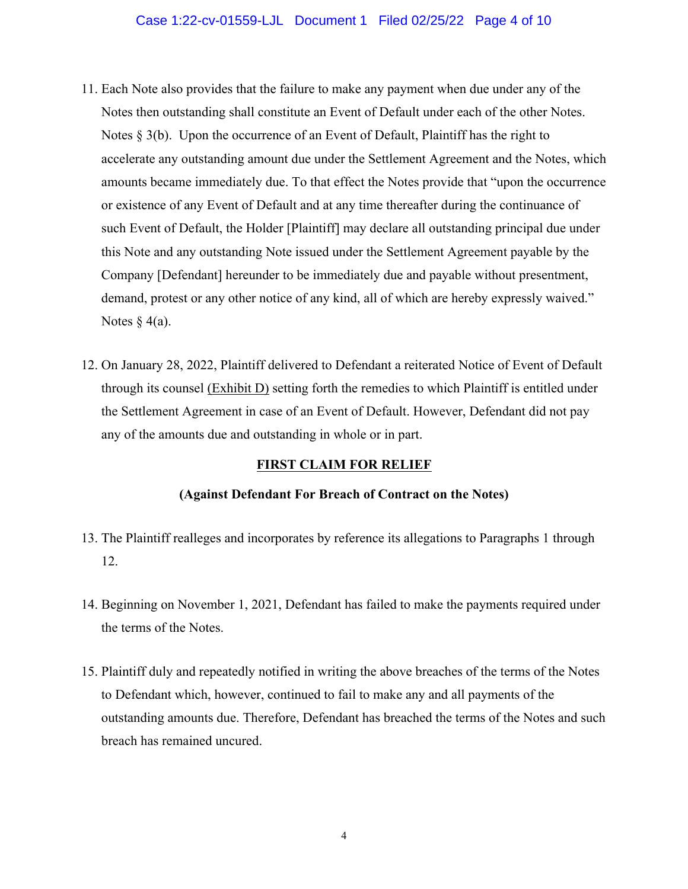11. Each Note also provides that the failure to make any payment when due under any of the Notes then outstanding shall constitute an Event of Default under each of the other Notes. Notes § 3(b). Upon the occurrence of an Event of Default, Plaintiff has the right to accelerate any outstanding amount due under the Settlement Agreement and the Notes, which amounts became immediately due. To that effect the Notes provide that "upon the occurrence or existence of any Event of Default and at any time thereafter during the continuance of such Event of Default, the Holder [Plaintiff] may declare all outstanding principal due under this Note and any outstanding Note issued under the Settlement Agreement payable by the Company [Defendant] hereunder to be immediately due and payable without presentment, demand, protest or any other notice of any kind, all of which are hereby expressly waived." Notes § 4(a).

12. On January 28, 2022, Plaintiff delivered to Defendant a reiterated Notice of Event of Default through its counsel (Exhibit D) setting forth the remedies to which Plaintiff is entitled under the Settlement Agreement in case of an Event of Default. However, Defendant did not pay any of the amounts due and outstanding in whole or in part.

## FIRST CLAIM FOR RELIEF

### (Against Defendant For Breach of Contract on the Notes)

13. The Plaintiff realleges and incorporates by reference its allegations to Paragraphs 1 through 12.

14. Beginning on November 1, 2021, Defendant has failed to make the payments required under the terms of the Notes.

15. Plaintiff duly and repeatedly notified in writing the above breaches of the terms of the Notes to Defendant which, however, continued to fail to make any and all payments of the outstanding amounts due. Therefore, Defendant has breached the terms of the Notes and such breach has remained uncured.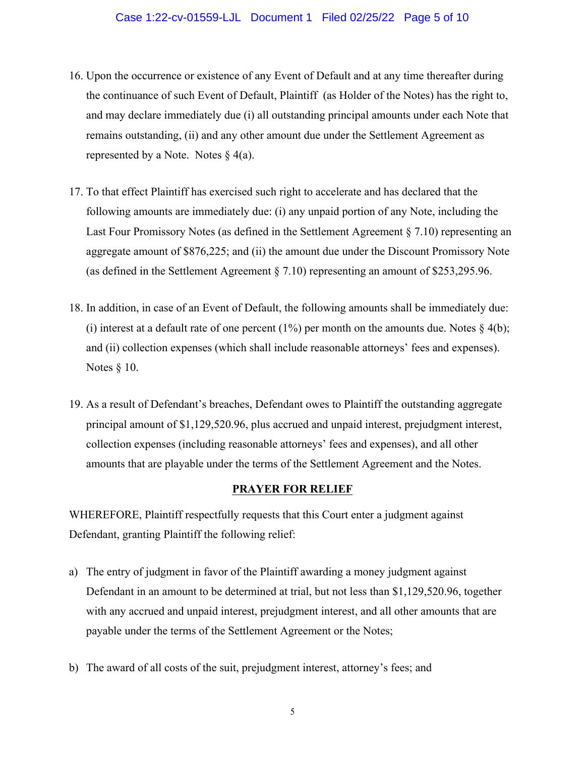16. Upon the occurrence or existence of any Event of Default and at any time thereafter during the continuance of such Event of Default, Plaintiff (as Holder of the Notes) has the right to, and may declare immediately due (i) all outstanding principal amounts under each Note that remains outstanding, (ii) and any other amount due under the Settlement Agreement as represented by a Note. Notes § 4(a).

17. To that effect Plaintiff has exercised such right to accelerate and has declared that the following amounts are immediately due: (i) any unpaid portion of any Note, including the Last Four Promissory Notes (as defined in the Settlement Agreement § 7.10) representing an aggregate amount of $876,225; and (ii) the amount due under the Discount Promissory Note (as defined in the Settlement Agreement § 7.10) representing an amount of $253,295.96.

18. In addition, in case of an Event of Default, the following amounts shall be immediately due: (i) interest at a default rate of one percent (1%) per month on the amounts due. Notes § 4(b); and (ii) collection expenses (which shall include reasonable attorneys' fees and expenses). Notes § 10.

19. As a result of Defendant's breaches, Defendant owes to Plaintiff the outstanding aggregate principal amount of $1,129,520.96, plus accrued and unpaid interest, prejudgment interest, collection expenses (including reasonable attorneys' fees and expenses), and all other amounts that are playable under the terms of the Settlement Agreement and the Notes.

**PRAYER FOR RELIEF**

WHEREFORE, Plaintiff respectfully requests that this Court enter a judgment against Defendant, granting Plaintiff the following relief:

a) The entry of judgment in favor of the Plaintiff awarding a money judgment against Defendant in an amount to be determined at trial, but not less than $1,129,520.96, together with any accrued and unpaid interest, prejudgment interest, and all other amounts that are payable under the terms of the Settlement Agreement or the Notes;

b) The award of all costs of the suit, prejudgment interest, attorney's fees; and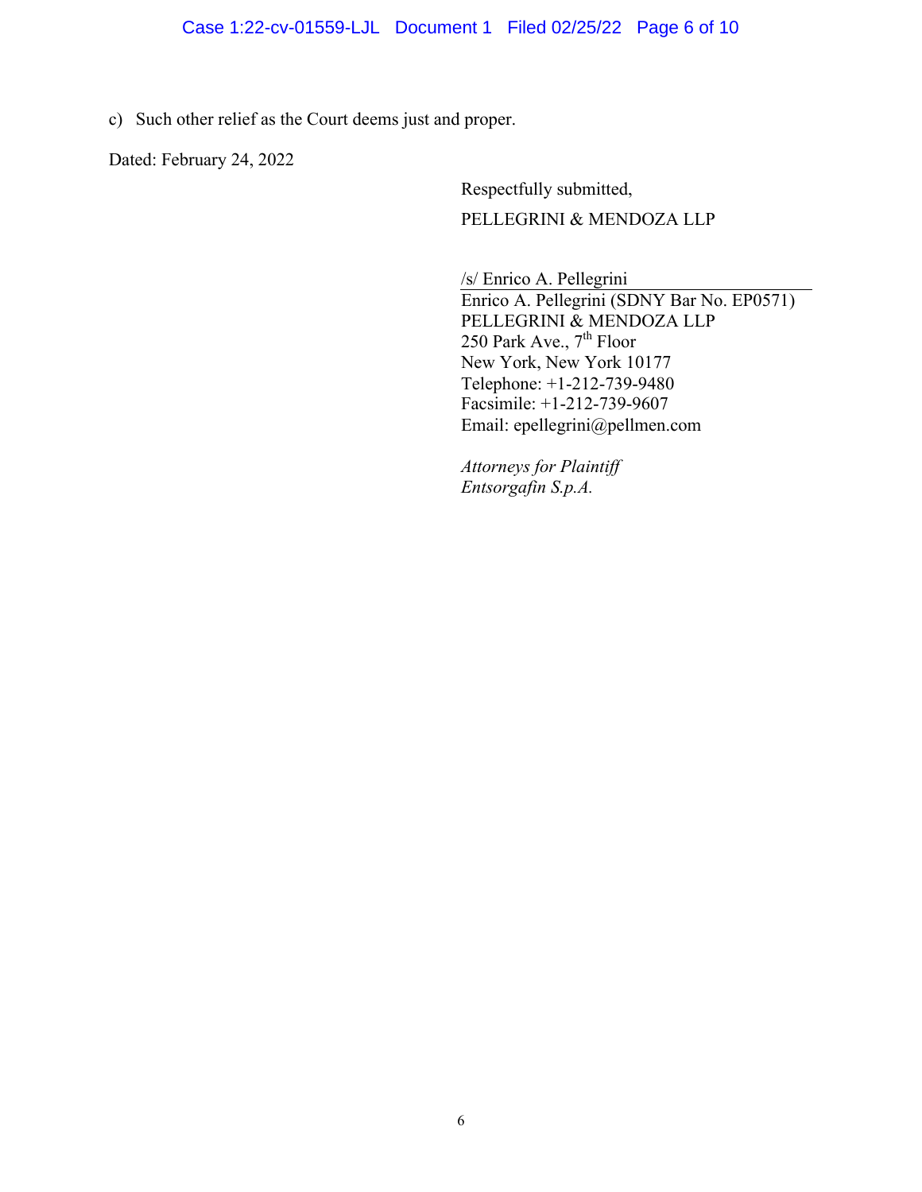c) Such other relief as the Court deems just and proper.

Dated: February 24, 2022

Respectfully submitted,

PELLEGRINI & MENDOZA LLP

/s/ Enrico A. Pellegrini
Enrico A. Pellegrini (SDNY Bar No. EP0571)
PELLEGRINI & MENDOZA LLP
250 Park Ave., 7th Floor
New York, New York 10177
Telephone: +1-212-739-9480
Facsimile: +1-212-739-9607
Email: epellegrini@pellmen.com

*Attorneys for Plaintiff*
*Entsorgafin S.p.A.*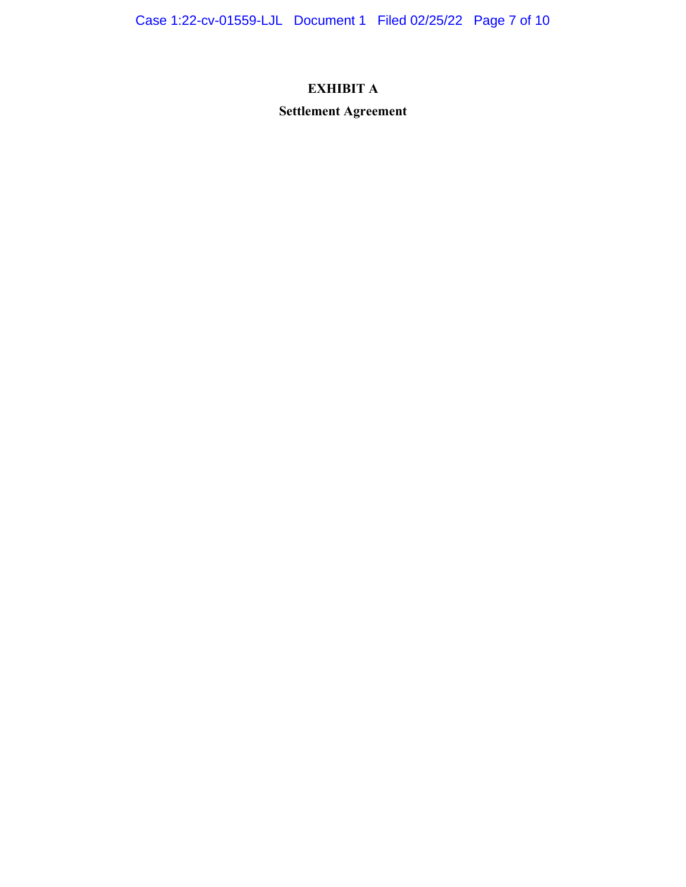# EXHIBIT A

## Settlement Agreement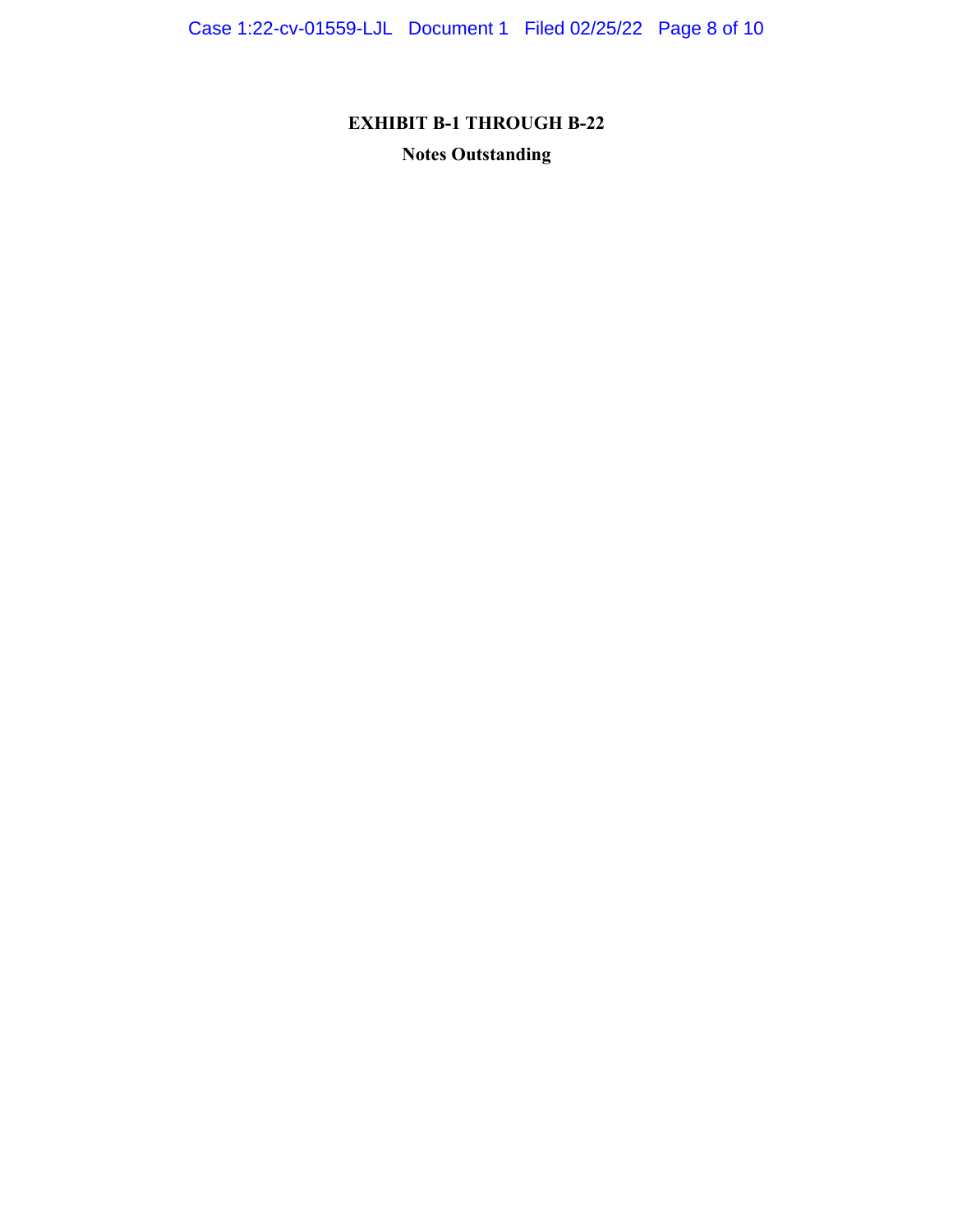# EXHIBIT B-1 THROUGH B-22

## Notes Outstanding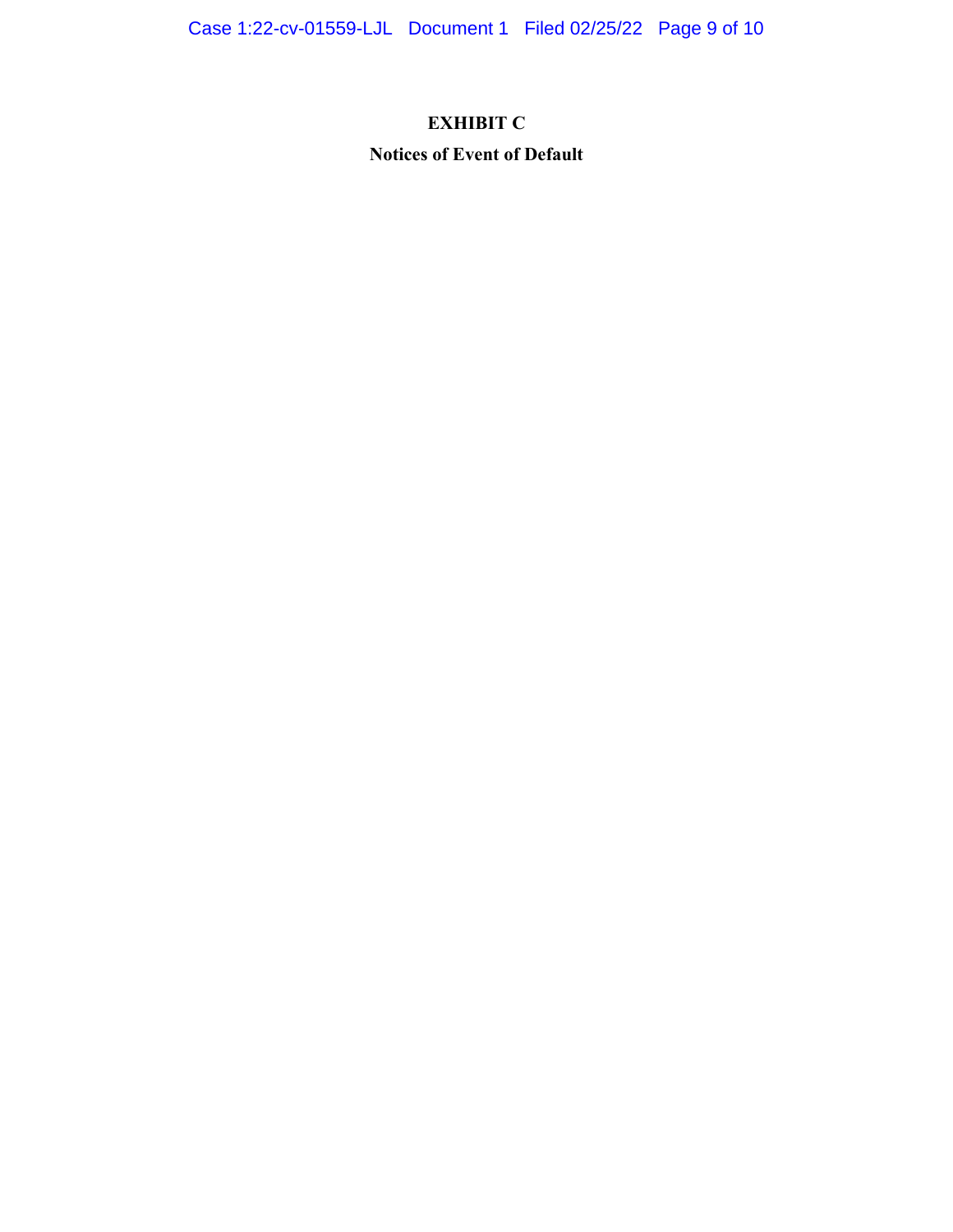# EXHIBIT C

## Notices of Event of Default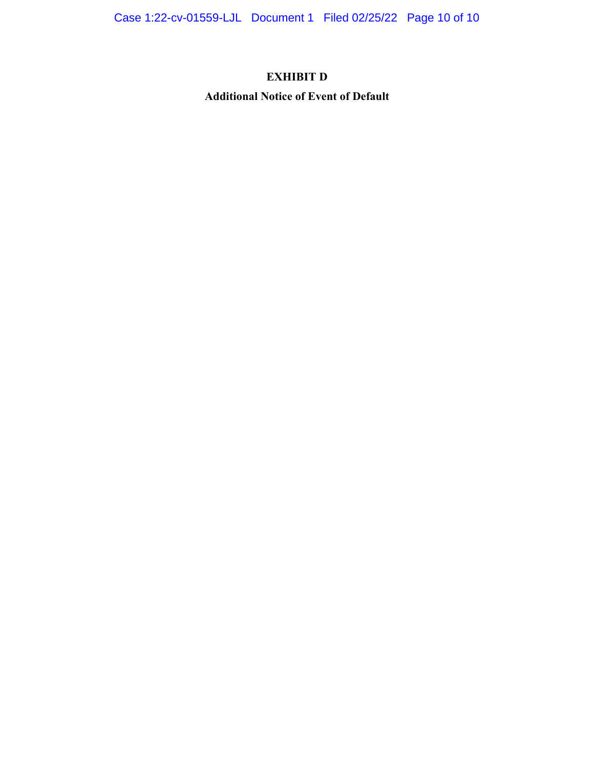**EXHIBIT D**

**Additional Notice of Event of Default**